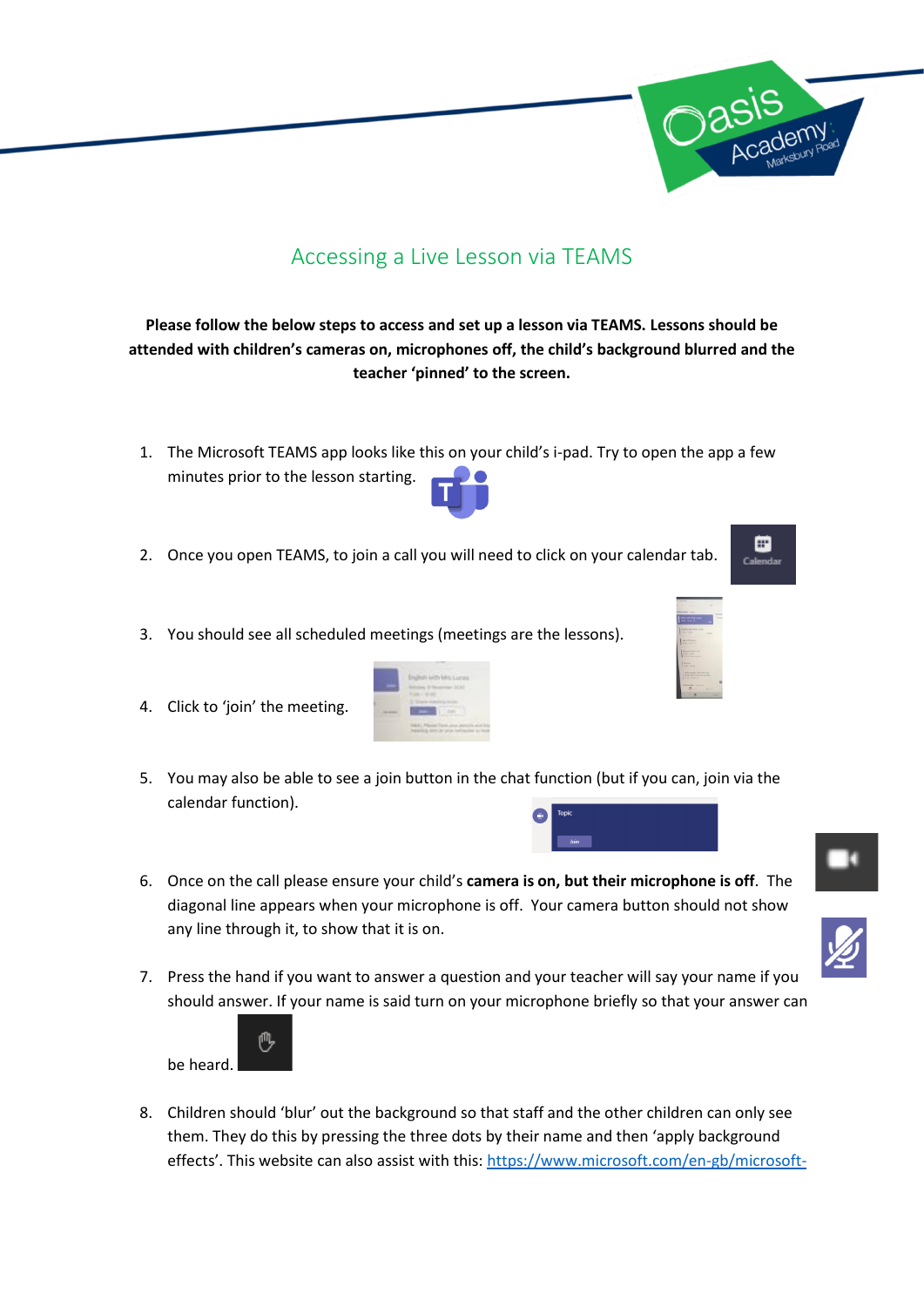## Accessing a Live Lesson via TEAMS

**Please follow the below steps to access and set up a lesson via TEAMS. Lessons should be attended with children's cameras on, microphones off, the child's background blurred and the teacher 'pinned' to the screen.**

1. The Microsoft TEAMS app looks like this on your child's i-pad. Try to open the app a few minutes prior to the lesson starting.
2. Once you open TEAMS, to join a call you will need to click on your calendar tab.
3. You should see all scheduled meetings (meetings are the lessons).
4. Click to 'join' the meeting.
5. You may also be able to see a join button in the chat function (but if you can, join via the calendar function).
6. Once on the call please ensure your child's **camera is on, but their microphone is off**. The diagonal line appears when your microphone is off. Your camera button should not show any line through it, to show that it is on.
7. Press the hand if you want to answer a question and your teacher will say your name if you should answer. If your name is said turn on your microphone briefly so that your answer can be heard.
8. Children should 'blur' out the background so that staff and the other children can only see them. They do this by pressing the three dots by their name and then 'apply background effects'. This website can also assist with this: https://www.microsoft.com/en-gb/microsoft-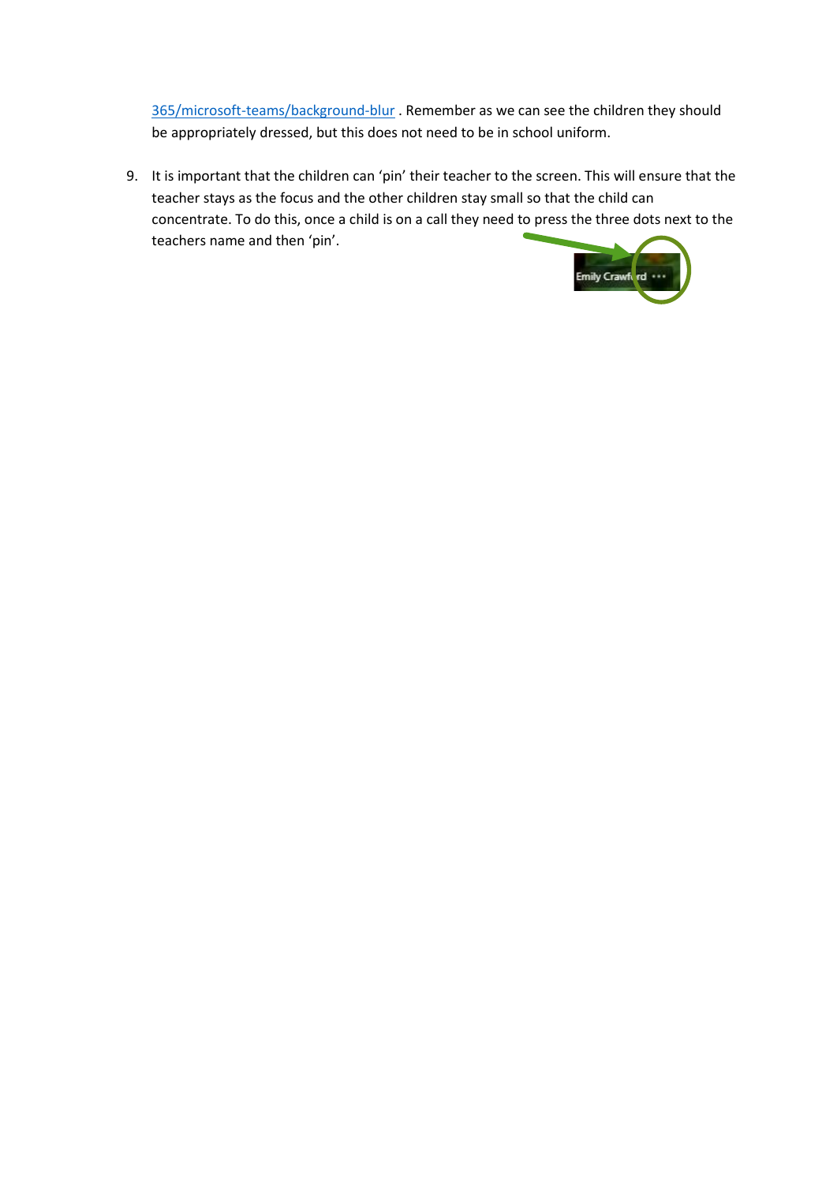[365/microsoft-teams/background-blur](365/microsoft-teams/background-blur) . Remember as we can see the children they should be appropriately dressed, but this does not need to be in school uniform.

9. It is important that the children can 'pin' their teacher to the screen. This will ensure that the teacher stays as the focus and the other children stay small so that the child can concentrate. To do this, once a child is on a call they need to press the three dots next to the teachers name and then 'pin'.